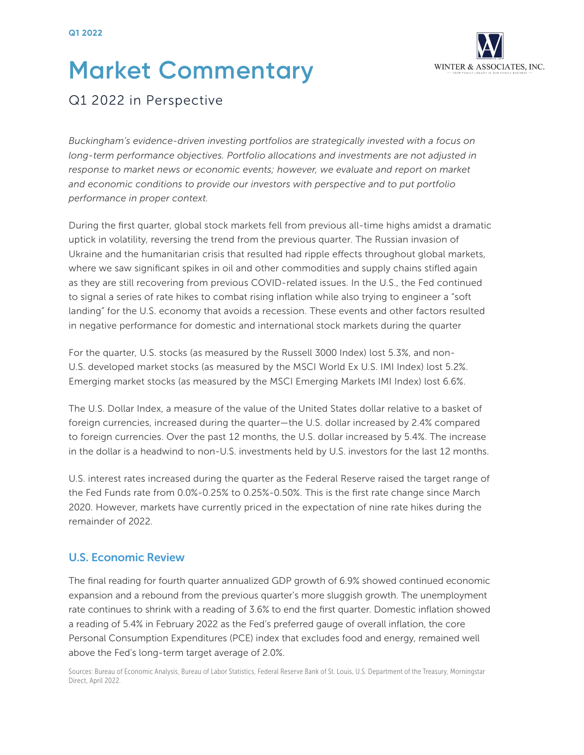Q1 2022

# Market Commentary

## Q1 2022 in Perspective

*Buckingham's evidence-driven investing portfolios are strategically invested with a focus on long-term performance objectives. Portfolio allocations and investments are not adjusted in response to market news or economic events; however, we evaluate and report on market and economic conditions to provide our investors with perspective and to put portfolio performance in proper context.*

During the first quarter, global stock markets fell from previous all-time highs amidst a dramatic uptick in volatility, reversing the trend from the previous quarter. The Russian invasion of Ukraine and the humanitarian crisis that resulted had ripple effects throughout global markets, where we saw significant spikes in oil and other commodities and supply chains stifled again as they are still recovering from previous COVID-related issues. In the U.S., the Fed continued to signal a series of rate hikes to combat rising inflation while also trying to engineer a "soft landing" for the U.S. economy that avoids a recession. These events and other factors resulted in negative performance for domestic and international stock markets during the quarter

For the quarter, U.S. stocks (as measured by the Russell 3000 Index) lost 5.3%, and non-U.S. developed market stocks (as measured by the MSCI World Ex U.S. IMI Index) lost 5.2%. Emerging market stocks (as measured by the MSCI Emerging Markets IMI Index) lost 6.6%.

The U.S. Dollar Index, a measure of the value of the United States dollar relative to a basket of foreign currencies, increased during the quarter—the U.S. dollar increased by 2.4% compared to foreign currencies. Over the past 12 months, the U.S. dollar increased by 5.4%. The increase in the dollar is a headwind to non-U.S. investments held by U.S. investors for the last 12 months.

U.S. interest rates increased during the quarter as the Federal Reserve raised the target range of the Fed Funds rate from 0.0%-0.25% to 0.25%-0.50%. This is the first rate change since March 2020. However, markets have currently priced in the expectation of nine rate hikes during the remainder of 2022.

### U.S. Economic Review

The final reading for fourth quarter annualized GDP growth of 6.9% showed continued economic expansion and a rebound from the previous quarter's more sluggish growth. The unemployment rate continues to shrink with a reading of 3.6% to end the first quarter. Domestic inflation showed a reading of 5.4% in February 2022 as the Fed's preferred gauge of overall inflation, the core Personal Consumption Expenditures (PCE) index that excludes food and energy, remained well above the Fed's long-term target average of 2.0%.

Sources: Bureau of Economic Analysis, Bureau of Labor Statistics, Federal Reserve Bank of St. Louis, U.S. Department of the Treasury, Morningstar Direct, April 2022.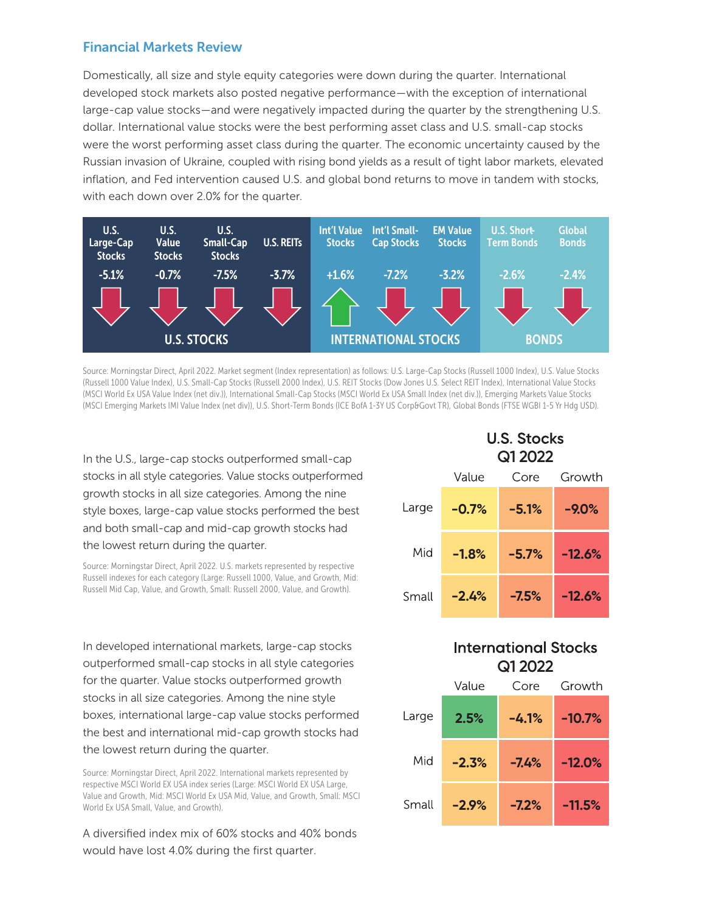## Financial Markets Review

Domestically, all size and style equity categories were down during the quarter. International developed stock markets also posted negative performance—with the exception of international large-cap value stocks—and were negatively impacted during the quarter by the strengthening U.S. dollar. International value stocks were the best performing asset class and U.S. small-cap stocks were the worst performing asset class during the quarter. The economic uncertainty caused by the Russian invasion of Ukraine, coupled with rising bond yields as a result of tight labor markets, elevated inflation, and Fed intervention caused U.S. and global bond returns to move in tandem with stocks, with each down over 2.0% for the quarter.

| U.S. STOCKS | | | | INTERNATIONAL STOCKS | | | BONDS | |
|---|---|---|---|---|---|---|---|---|
| U.S. Large-Cap Stocks | U.S. Value Stocks | U.S. Small-Cap Stocks | U.S. REITs | Int'l Value Stocks | Int'l Small-Cap Stocks | EM Value Stocks | U.S. Short-Term Bonds | Global Bonds |
| -5.1% | -0.7% | -7.5% | -3.7% | +1.6% | -7.2% | -3.2% | -2.6% | -2.4% |

Source: Morningstar Direct, April 2022. Market segment (Index representation) as follows: U.S. Large-Cap Stocks (Russell 1000 Index), U.S. Value Stocks (Russell 1000 Value Index), U.S. Small-Cap Stocks (Russell 2000 Index), U.S. REIT Stocks (Dow Jones U.S. Select REIT Index), International Value Stocks (MSCI World Ex USA Value Index (net div.)), International Small-Cap Stocks (MSCI World Ex USA Small Index (net div.)), Emerging Markets Value Stocks (MSCI Emerging Markets IMI Value Index (net div)), U.S. Short-Term Bonds (ICE BofA 1-3Y US Corp&Govt TR), Global Bonds (FTSE WGBI 1-5 Yr Hdg USD).

In the U.S., large-cap stocks outperformed small-cap stocks in all style categories. Value stocks outperformed growth stocks in all size categories. Among the nine style boxes, large-cap value stocks performed the best and both small-cap and mid-cap growth stocks had the lowest return during the quarter.

Source: Morningstar Direct, April 2022. U.S. markets represented by respective Russell indexes for each category (Large: Russell 1000, Value, and Growth, Mid: Russell Mid Cap, Value, and Growth, Small: Russell 2000, Value, and Growth).

**U.S. Stocks Q1 2022**

| | Value | Core | Growth |
|---|---|---|---|
| Large | -0.7% | -5.1% | -9.0% |
| Mid | -1.8% | -5.7% | -12.6% |
| Small | -2.4% | -7.5% | -12.6% |

In developed international markets, large-cap stocks outperformed small-cap stocks in all style categories for the quarter. Value stocks outperformed growth stocks in all size categories. Among the nine style boxes, international large-cap value stocks performed the best and international mid-cap growth stocks had the lowest return during the quarter.

Source: Morningstar Direct, April 2022. International markets represented by respective MSCI World EX USA index series (Large: MSCI World EX USA Large, Value and Growth, Mid: MSCI World Ex USA Mid, Value, and Growth, Small: MSCI World Ex USA Small, Value, and Growth).

**International Stocks Q1 2022**

| | Value | Core | Growth |
|---|---|---|---|
| Large | 2.5% | -4.1% | -10.7% |
| Mid | -2.3% | -7.4% | -12.0% |
| Small | -2.9% | -7.2% | -11.5% |

A diversified index mix of 60% stocks and 40% bonds would have lost 4.0% during the first quarter.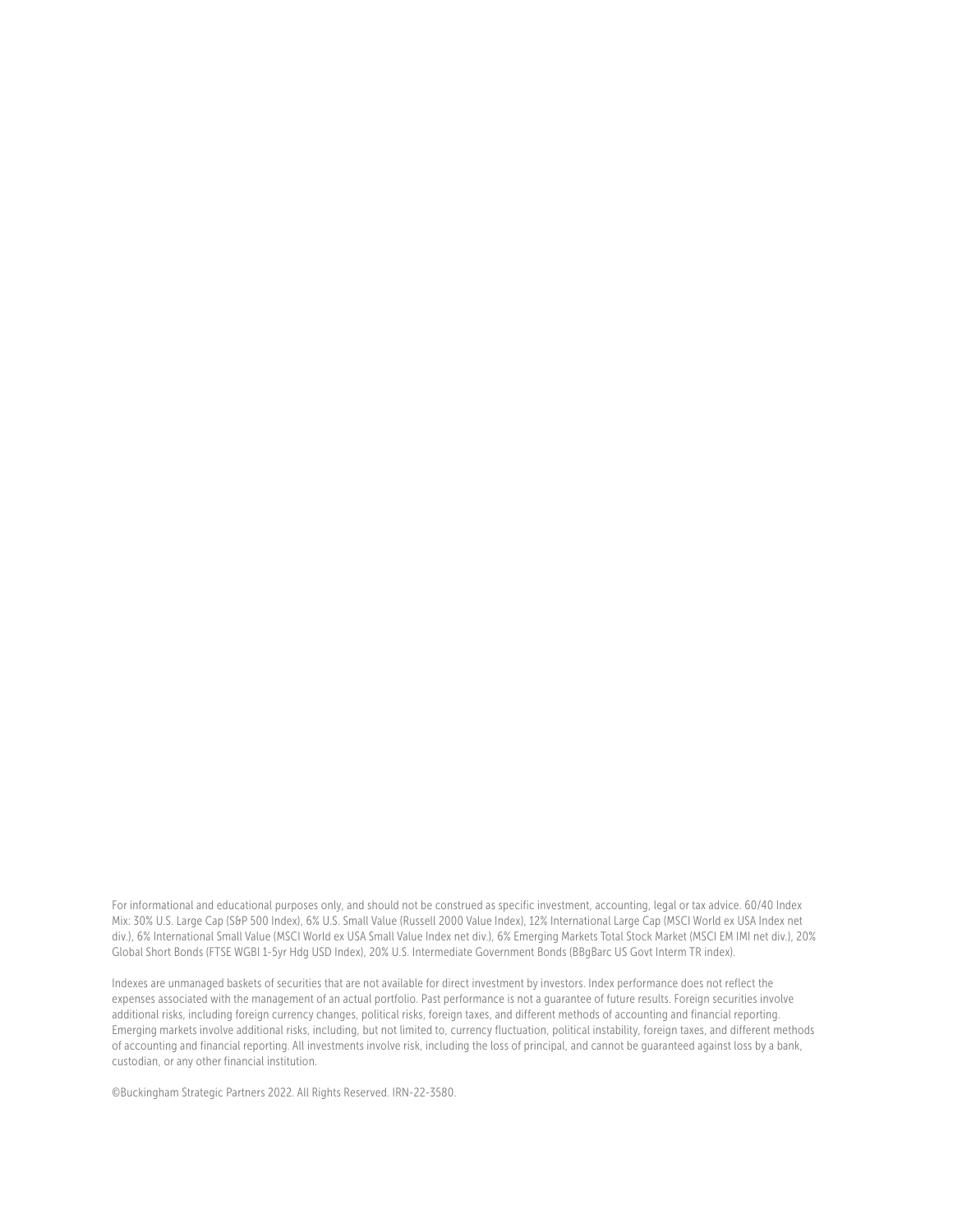For informational and educational purposes only, and should not be construed as specific investment, accounting, legal or tax advice. 60/40 Index Mix: 30% U.S. Large Cap (S&P 500 Index), 6% U.S. Small Value (Russell 2000 Value Index), 12% International Large Cap (MSCI World ex USA Index net div.), 6% International Small Value (MSCI World ex USA Small Value Index net div.), 6% Emerging Markets Total Stock Market (MSCI EM IMI net div.), 20% Global Short Bonds (FTSE WGBI 1-5yr Hdg USD Index), 20% U.S. Intermediate Government Bonds (BBgBarc US Govt Interm TR index).

Indexes are unmanaged baskets of securities that are not available for direct investment by investors. Index performance does not reflect the expenses associated with the management of an actual portfolio. Past performance is not a guarantee of future results. Foreign securities involve additional risks, including foreign currency changes, political risks, foreign taxes, and different methods of accounting and financial reporting. Emerging markets involve additional risks, including, but not limited to, currency fluctuation, political instability, foreign taxes, and different methods of accounting and financial reporting. All investments involve risk, including the loss of principal, and cannot be guaranteed against loss by a bank, custodian, or any other financial institution.

©Buckingham Strategic Partners 2022. All Rights Reserved. IRN-22-3580.